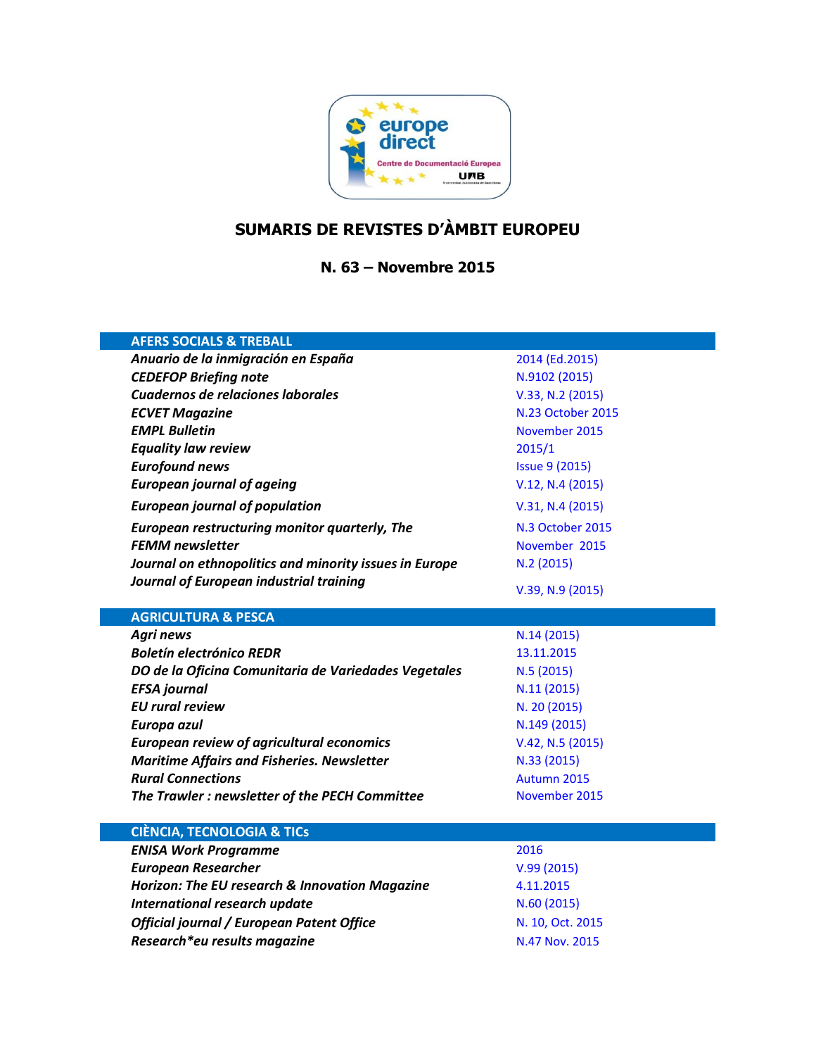# SUMARIS DE REVISTES D'ÀMBIT EUROPEU

## N. 63 – Novembre 2015

| AFERS SOCIALS & TREBALL | |
|---|---|
| ***Anuario de la inmigración en España*** | 2014 (Ed.2015) |
| ***CEDEFOP Briefing note*** | N.9102 (2015) |
| ***Cuadernos de relaciones laborales*** | V.33, N.2 (2015) |
| ***ECVET Magazine*** | N.23 October 2015 |
| ***EMPL Bulletin*** | November 2015 |
| ***Equality law review*** | 2015/1 |
| ***Eurofound news*** | Issue 9 (2015) |
| ***European journal of ageing*** | V.12, N.4 (2015) |
| ***European journal of population*** | V.31, N.4 (2015) |
| ***European restructuring monitor quarterly, The*** | N.3 October 2015 |
| ***FEMM newsletter*** | November 2015 |
| ***Journal on ethnopolitics and minority issues in Europe*** | N.2 (2015) |
| ***Journal of European industrial training*** | V.39, N.9 (2015) |

| AGRICULTURA & PESCA | |
|---|---|
| ***Agri news*** | N.14 (2015) |
| ***Boletín electrónico REDR*** | 13.11.2015 |
| ***DO de la Oficina Comunitaria de Variedades Vegetales*** | N.5 (2015) |
| ***EFSA journal*** | N.11 (2015) |
| ***EU rural review*** | N. 20 (2015) |
| ***Europa azul*** | N.149 (2015) |
| ***European review of agricultural economics*** | V.42, N.5 (2015) |
| ***Maritime Affairs and Fisheries. Newsletter*** | N.33 (2015) |
| ***Rural Connections*** | Autumn 2015 |
| ***The Trawler : newsletter of the PECH Committee*** | November 2015 |

| CIÈNCIA, TECNOLOGIA & TICs | |
|---|---|
| ***ENISA Work Programme*** | 2016 |
| ***European Researcher*** | V.99 (2015) |
| ***Horizon: The EU research & Innovation Magazine*** | 4.11.2015 |
| ***International research update*** | N.60 (2015) |
| ***Official journal / European Patent Office*** | N. 10, Oct. 2015 |
| ***Research*eu results magazine*** | N.47 Nov. 2015 |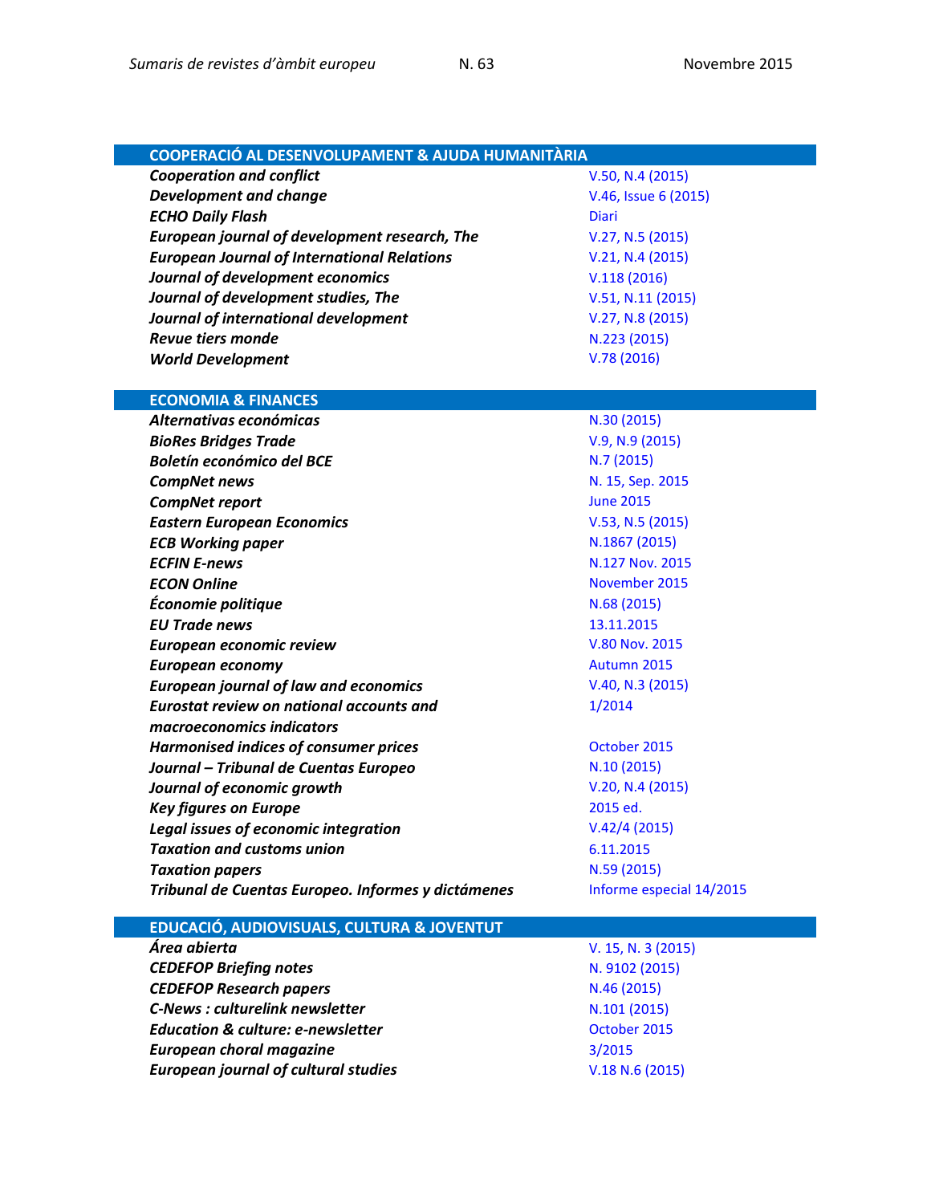## COOPERACIÓ AL DESENVOLUPAMENT & AJUDA HUMANITÀRIA

| | |
|---|---|
| ***Cooperation and conflict*** | V.50, N.4 (2015) |
| ***Development and change*** | V.46, Issue 6 (2015) |
| ***ECHO Daily Flash*** | Diari |
| ***European journal of development research, The*** | V.27, N.5 (2015) |
| ***European Journal of International Relations*** | V.21, N.4 (2015) |
| ***Journal of development economics*** | V.118 (2016) |
| ***Journal of development studies, The*** | V.51, N.11 (2015) |
| ***Journal of international development*** | V.27, N.8 (2015) |
| ***Revue tiers monde*** | N.223 (2015) |
| ***World Development*** | V.78 (2016) |

## ECONOMIA & FINANCES

| | |
|---|---|
| ***Alternativas económicas*** | N.30 (2015) |
| ***BioRes Bridges Trade*** | V.9, N.9 (2015) |
| ***Boletín económico del BCE*** | N.7 (2015) |
| ***CompNet news*** | N. 15, Sep. 2015 |
| ***CompNet report*** | June 2015 |
| ***Eastern European Economics*** | V.53, N.5 (2015) |
| ***ECB Working paper*** | N.1867 (2015) |
| ***ECFIN E-news*** | N.127 Nov. 2015 |
| ***ECON Online*** | November 2015 |
| ***Économie politique*** | N.68 (2015) |
| ***EU Trade news*** | 13.11.2015 |
| ***European economic review*** | V.80 Nov. 2015 |
| ***European economy*** | Autumn 2015 |
| ***European journal of law and economics*** | V.40, N.3 (2015) |
| ***Eurostat review on national accounts and macroeconomics indicators*** | 1/2014 |
| ***Harmonised indices of consumer prices*** | October 2015 |
| ***Journal – Tribunal de Cuentas Europeo*** | N.10 (2015) |
| ***Journal of economic growth*** | V.20, N.4 (2015) |
| ***Key figures on Europe*** | 2015 ed. |
| ***Legal issues of economic integration*** | V.42/4 (2015) |
| ***Taxation and customs union*** | 6.11.2015 |
| ***Taxation papers*** | N.59 (2015) |
| ***Tribunal de Cuentas Europeo. Informes y dictámenes*** | Informe especial 14/2015 |

## EDUCACIÓ, AUDIOVISUALS, CULTURA & JOVENTUT

| | |
|---|---|
| ***Área abierta*** | V. 15, N. 3 (2015) |
| ***CEDEFOP Briefing notes*** | N. 9102 (2015) |
| ***CEDEFOP Research papers*** | N.46 (2015) |
| ***C-News : culturelink newsletter*** | N.101 (2015) |
| ***Education & culture: e-newsletter*** | October 2015 |
| ***European choral magazine*** | 3/2015 |
| ***European journal of cultural studies*** | V.18 N.6 (2015) |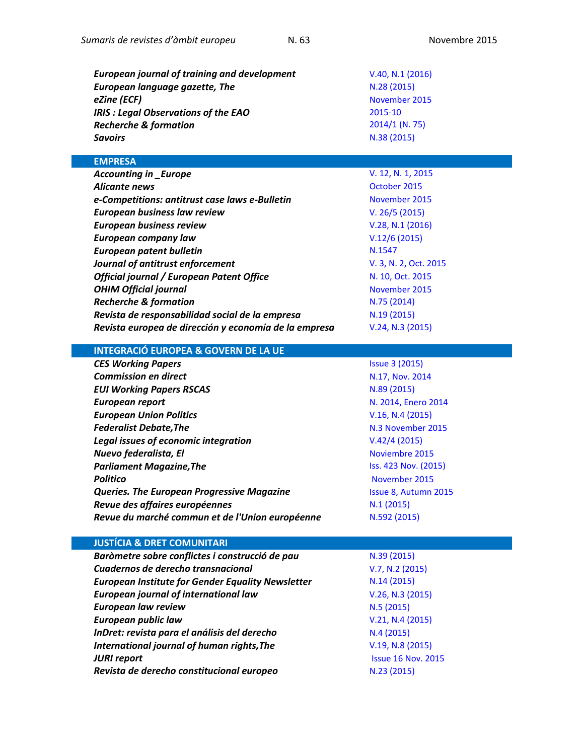| | |
|---|---|
| ***European journal of training and development*** | V.40, N.1 (2016) |
| ***European language gazette, The*** | N.28 (2015) |
| ***eZine (ECF)*** | November 2015 |
| ***IRIS : Legal Observations of the EAO*** | 2015-10 |
| ***Recherche & formation*** | 2014/1 (N. 75) |
| ***Savoirs*** | N.38 (2015) |

## EMPRESA

| | |
|---|---|
| ***Accounting in _Europe*** | V. 12, N. 1, 2015 |
| ***Alicante news*** | October 2015 |
| ***e-Competitions: antitrust case laws e-Bulletin*** | November 2015 |
| ***European business law review*** | V. 26/5 (2015) |
| ***European business review*** | V.28, N.1 (2016) |
| ***European company law*** | V.12/6 (2015) |
| ***European patent bulletin*** | N.1547 |
| ***Journal of antitrust enforcement*** | V. 3, N. 2, Oct. 2015 |
| ***Official journal / European Patent Office*** | N. 10, Oct. 2015 |
| ***OHIM Official journal*** | November 2015 |
| ***Recherche & formation*** | N.75 (2014) |
| ***Revista de responsabilidad social de la empresa*** | N.19 (2015) |
| ***Revista europea de dirección y economía de la empresa*** | V.24, N.3 (2015) |

## INTEGRACIÓ EUROPEA & GOVERN DE LA UE

| | |
|---|---|
| ***CES Working Papers*** | Issue 3 (2015) |
| ***Commission en direct*** | N.17, Nov. 2014 |
| ***EUI Working Papers RSCAS*** | N.89 (2015) |
| ***European report*** | N. 2014, Enero 2014 |
| ***European Union Politics*** | V.16, N.4 (2015) |
| ***Federalist Debate,The*** | N.3 November 2015 |
| ***Legal issues of economic integration*** | V.42/4 (2015) |
| ***Nuevo federalista, El*** | Noviembre 2015 |
| ***Parliament Magazine,The*** | Iss. 423 Nov. (2015) |
| ***Politico*** | November 2015 |
| ***Queries. The European Progressive Magazine*** | Issue 8, Autumn 2015 |
| ***Revue des affaires européennes*** | N.1 (2015) |
| ***Revue du marché commun et de l'Union européenne*** | N.592 (2015) |

## JUSTÍCIA & DRET COMUNITARI

| | |
|---|---|
| ***Baròmetre sobre conflictes i construcció de pau*** | N.39 (2015) |
| ***Cuadernos de derecho transnacional*** | V.7, N.2 (2015) |
| ***European Institute for Gender Equality Newsletter*** | N.14 (2015) |
| ***European journal of international law*** | V.26, N.3 (2015) |
| ***European law review*** | N.5 (2015) |
| ***European public law*** | V.21, N.4 (2015) |
| ***InDret: revista para el análisis del derecho*** | N.4 (2015) |
| ***International journal of human rights,The*** | V.19, N.8 (2015) |
| ***JURI report*** | Issue 16 Nov. 2015 |
| ***Revista de derecho constitucional europeo*** | N.23 (2015) |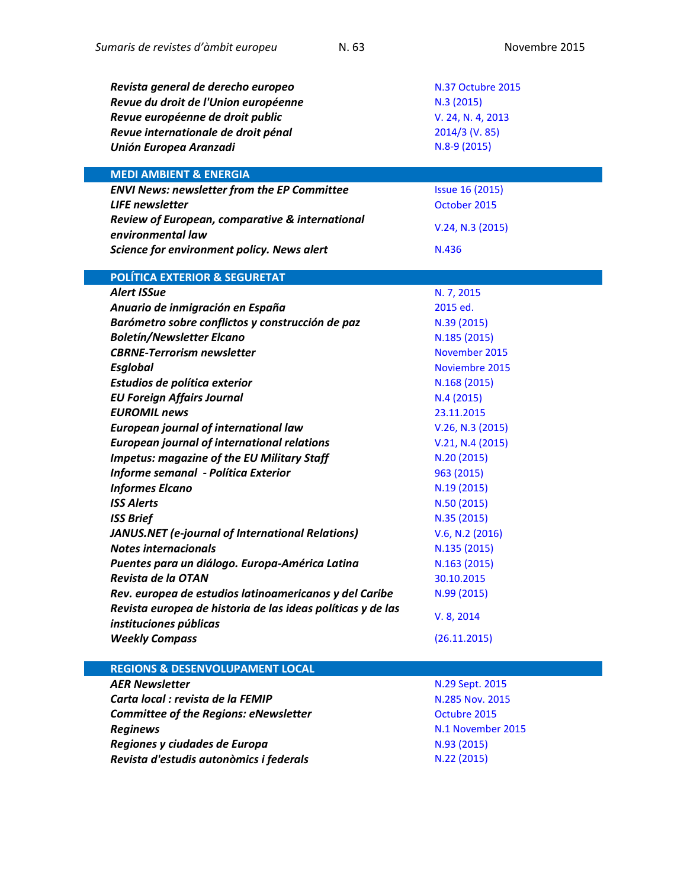| | |
|---|---|
| ***Revista general de derecho europeo*** | N.37 Octubre 2015 |
| ***Revue du droit de l'Union européenne*** | N.3 (2015) |
| ***Revue européenne de droit public*** | V. 24, N. 4, 2013 |
| ***Revue internationale de droit pénal*** | 2014/3 (V. 85) |
| ***Unión Europea Aranzadi*** | N.8-9 (2015) |

## MEDI AMBIENT & ENERGIA

| | |
|---|---|
| ***ENVI News: newsletter from the EP Committee*** | Issue 16 (2015) |
| ***LIFE newsletter*** | October 2015 |
| ***Review of European, comparative & international environmental law*** | V.24, N.3 (2015) |
| ***Science for environment policy. News alert*** | N.436 |

## POLÍTICA EXTERIOR & SEGURETAT

| | |
|---|---|
| ***Alert ISSue*** | N. 7, 2015 |
| ***Anuario de inmigración en España*** | 2015 ed. |
| ***Barómetro sobre conflictos y construcción de paz*** | N.39 (2015) |
| ***Boletín/Newsletter Elcano*** | N.185 (2015) |
| ***CBRNE-Terrorism newsletter*** | November 2015 |
| ***Esglobal*** | Noviembre 2015 |
| ***Estudios de política exterior*** | N.168 (2015) |
| ***EU Foreign Affairs Journal*** | N.4 (2015) |
| ***EUROMIL news*** | 23.11.2015 |
| ***European journal of international law*** | V.26, N.3 (2015) |
| ***European journal of international relations*** | V.21, N.4 (2015) |
| ***Impetus: magazine of the EU Military Staff*** | N.20 (2015) |
| ***Informe semanal - Política Exterior*** | 963 (2015) |
| ***Informes Elcano*** | N.19 (2015) |
| ***ISS Alerts*** | N.50 (2015) |
| ***ISS Brief*** | N.35 (2015) |
| ***JANUS.NET (e-journal of International Relations)*** | V.6, N.2 (2016) |
| ***Notes internacionals*** | N.135 (2015) |
| ***Puentes para un diálogo. Europa-América Latina*** | N.163 (2015) |
| ***Revista de la OTAN*** | 30.10.2015 |
| ***Rev. europea de estudios latinoamericanos y del Caribe*** | N.99 (2015) |
| ***Revista europea de historia de las ideas políticas y de las instituciones públicas*** | V. 8, 2014 |
| ***Weekly Compass*** | (26.11.2015) |

## REGIONS & DESENVOLUPAMENT LOCAL

| | |
|---|---|
| ***AER Newsletter*** | N.29 Sept. 2015 |
| ***Carta local : revista de la FEMIP*** | N.285 Nov. 2015 |
| ***Committee of the Regions: eNewsletter*** | Octubre 2015 |
| ***Reginews*** | N.1 November 2015 |
| ***Regiones y ciudades de Europa*** | N.93 (2015) |
| ***Revista d'estudis autonòmics i federals*** | N.22 (2015) |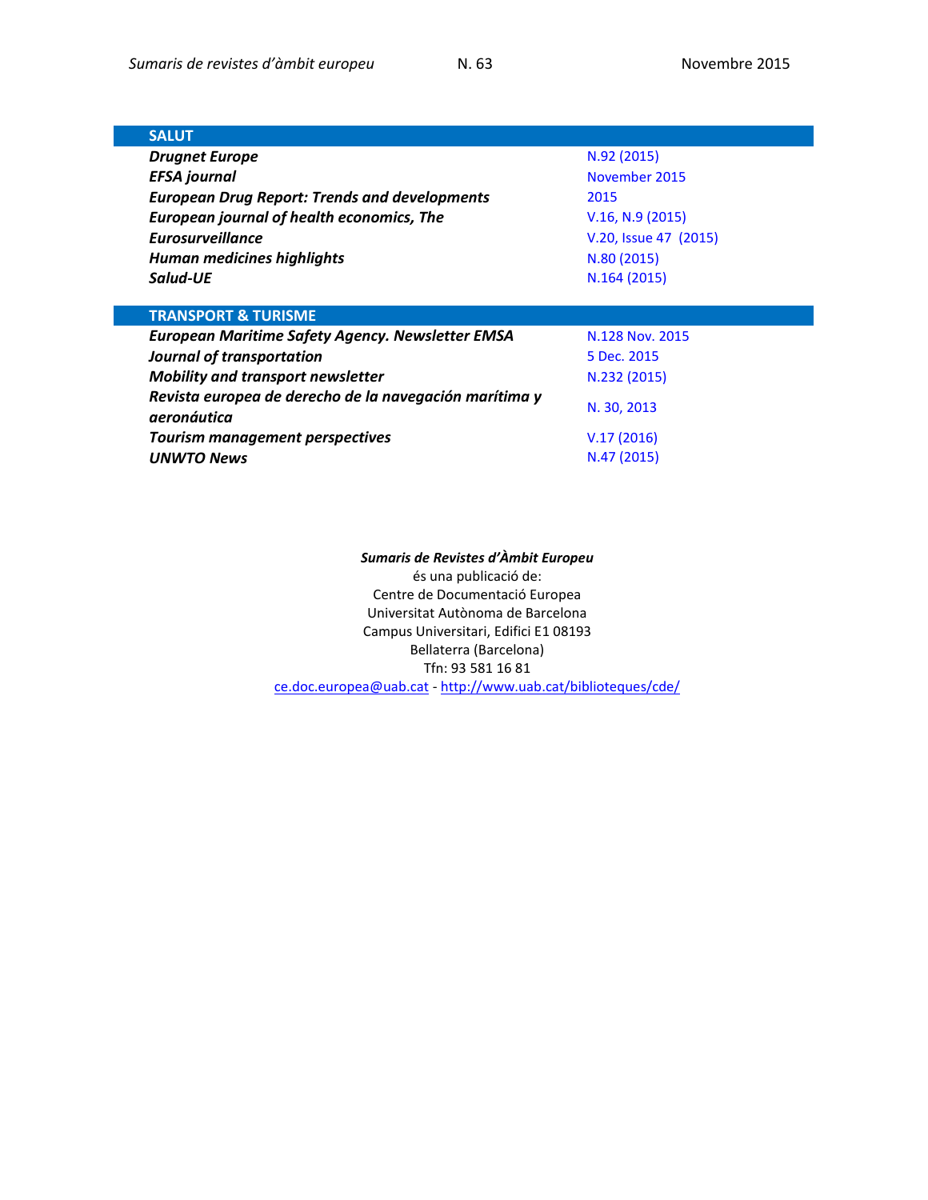| SALUT | |
|---|---|
| ***Drugnet Europe*** | N.92 (2015) |
| ***EFSA journal*** | November 2015 |
| ***European Drug Report: Trends and developments*** | 2015 |
| ***European journal of health economics, The*** | V.16, N.9 (2015) |
| ***Eurosurveillance*** | V.20, Issue 47 (2015) |
| ***Human medicines highlights*** | N.80 (2015) |
| ***Salud-UE*** | N.164 (2015) |

| TRANSPORT & TURISME | |
|---|---|
| ***European Maritime Safety Agency. Newsletter EMSA*** | N.128 Nov. 2015 |
| ***Journal of transportation*** | 5 Dec. 2015 |
| ***Mobility and transport newsletter*** | N.232 (2015) |
| ***Revista europea de derecho de la navegación marítima y aeronáutica*** | N. 30, 2013 |
| ***Tourism management perspectives*** | V.17 (2016) |
| ***UNWTO News*** | N.47 (2015) |

***Sumaris de Revistes d'Àmbit Europeu***
és una publicació de:
Centre de Documentació Europea
Universitat Autònoma de Barcelona
Campus Universitari, Edifici E1 08193
Bellaterra (Barcelona)
Tfn: 93 581 16 81
ce.doc.europea@uab.cat - http://www.uab.cat/biblioteques/cde/